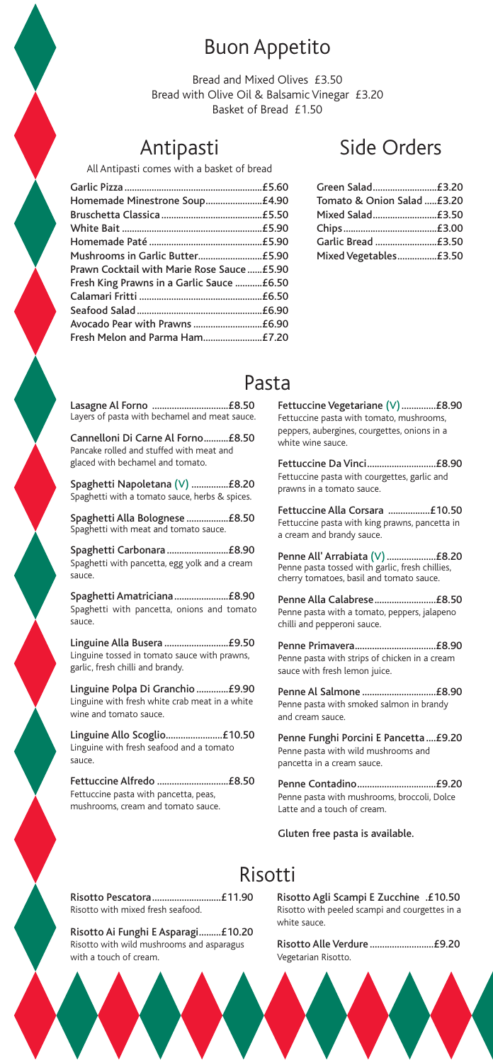# Buon Appetito

Bread and Mixed Olives £3.50
Bread with Olive Oil & Balsamic Vinegar £3.20
Basket of Bread £1.50

## Antipasti

All Antipasti comes with a basket of bread

| | |
|---|---|
| Garlic Pizza | £5.60 |
| Homemade Minestrone Soup | £4.90 |
| Bruschetta Classica | £5.50 |
| White Bait | £5.90 |
| Homemade Paté | £5.90 |
| Mushrooms in Garlic Butter | £5.90 |
| Prawn Cocktail with Marie Rose Sauce | £5.90 |
| Fresh King Prawns in a Garlic Sauce | £6.50 |
| Calamari Fritti | £6.50 |
| Seafood Salad | £6.90 |
| Avocado Pear with Prawns | £6.90 |
| Fresh Melon and Parma Ham | £7.20 |

## Side Orders

| | |
|---|---|
| Green Salad | £3.20 |
| Tomato & Onion Salad | £3.20 |
| Mixed Salad | £3.50 |
| Chips | £3.00 |
| Garlic Bread | £3.50 |
| Mixed Vegetables | £3.50 |

## Pasta

**Lasagne Al Forno** .......... £8.50
Layers of pasta with bechamel and meat sauce.

**Cannelloni Di Carne Al Forno** .......... £8.50
Pancake rolled and stuffed with meat and glaced with bechamel and tomato.

**Spaghetti Napoletana (V)** .......... £8.20
Spaghetti with a tomato sauce, herbs & spices.

**Spaghetti Alla Bolognese** .......... £8.50
Spaghetti with meat and tomato sauce.

**Spaghetti Carbonara** .......... £8.90
Spaghetti with pancetta, egg yolk and a cream sauce.

**Spaghetti Amatriciana** .......... £8.90
Spaghetti with pancetta, onions and tomato sauce.

**Linguine Alla Busera** .......... £9.50
Linguine tossed in tomato sauce with prawns, garlic, fresh chilli and brandy.

**Linguine Polpa Di Granchio** .......... £9.90
Linguine with fresh white crab meat in a white wine and tomato sauce.

**Linguine Allo Scoglio** .......... £10.50
Linguine with fresh seafood and a tomato sauce.

**Fettuccine Alfredo** .......... £8.50
Fettuccine pasta with pancetta, peas, mushrooms, cream and tomato sauce.

**Fettuccine Vegetariane (V)** .......... £8.90
Fettuccine pasta with tomato, mushrooms, peppers, aubergines, courgettes, onions in a white wine sauce.

**Fettuccine Da Vinci** .......... £8.90
Fettuccine pasta with courgettes, garlic and prawns in a tomato sauce.

**Fettuccine Alla Corsara** .......... £10.50
Fettuccine pasta with king prawns, pancetta in a cream and brandy sauce.

**Penne All' Arrabiata (V)** .......... £8.20
Penne pasta tossed with garlic, fresh chillies, cherry tomatoes, basil and tomato sauce.

**Penne Alla Calabrese** .......... £8.50
Penne pasta with a tomato, peppers, jalapeno chilli and pepperoni sauce.

**Penne Primavera** .......... £8.90
Penne pasta with strips of chicken in a cream sauce with fresh lemon juice.

**Penne Al Salmone** .......... £8.90
Penne pasta with smoked salmon in brandy and cream sauce.

**Penne Funghi Porcini E Pancetta** .......... £9.20
Penne pasta with wild mushrooms and pancetta in a cream sauce.

**Penne Contadino** .......... £9.20
Penne pasta with mushrooms, broccoli, Dolce Latte and a touch of cream.

Gluten free pasta is available.

## Risotti

**Risotto Pescatora** .......... £11.90
Risotto with mixed fresh seafood.

**Risotto Ai Funghi E Asparagi** .......... £10.20
Risotto with wild mushrooms and asparagus with a touch of cream.

**Risotto Agli Scampi E Zucchine** .......... £10.50
Risotto with peeled scampi and courgettes in a white sauce.

**Risotto Alle Verdure** .......... £9.20
Vegetarian Risotto.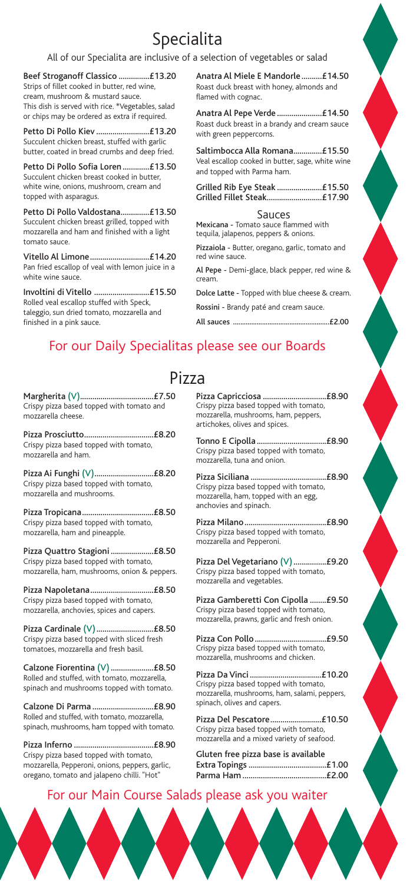# Specialita

All of our Specialita are inclusive of a selection of vegetables or salad

**Beef Stroganoff Classico** ............... £13.20
Strips of fillet cooked in butter, red wine, cream, mushroom & mustard sauce. This dish is served with rice. *Vegetables, salad or chips may be ordered as extra if required.

**Petto Di Pollo Kiev** .......................... £13.20
Succulent chicken breast, stuffed with garlic butter, coated in bread crumbs and deep fried.

**Petto Di Pollo Sofia Loren** ............. £13.50
Succulent chicken breast cooked in butter, white wine, onions, mushroom, cream and topped with asparagus.

**Petto Di Pollo Valdostana** .............. £13.50
Succulent chicken breast grilled, topped with mozzarella and ham and finished with a light tomato sauce.

**Vitello Al Limone** ............................ £14.20
Pan fried escallop of veal with lemon juice in a white wine sauce.

**Involtini di Vitello** ........................... £15.50
Rolled veal escallop stuffed with Speck, taleggio, sun dried tomato, mozzarella and finished in a pink sauce.

**Anatra Al Miele E Mandorle** .......... £14.50
Roast duck breast with honey, almonds and flamed with cognac.

**Anatra Al Pepe Verde** ...................... £14.50
Roast duck breast in a brandy and cream sauce with green peppercorns.

**Saltimbocca Alla Romana** .............. £15.50
Veal escallop cooked in butter, sage, white wine and topped with Parma ham.

**Grilled Rib Eye Steak** ...................... £15.50
**Grilled Fillet Steak** ........................... £17.90

## Sauces

**Mexicana** - Tomato sauce flammed with tequila, jalapenos, peppers & onions.

**Pizzaiola** - Butter, oregano, garlic, tomato and red wine sauce.

**Al Pepe** - Demi-glace, black pepper, red wine & cream.

**Dolce Latte** - Topped with blue cheese & cream.

**Rossini** - Brandy paté and cream sauce.

**All sauces** .................................................... £2.00

## For our Daily Specialitas please see our Boards

# Pizza

**Margherita (V)** .................................... £7.50
Crispy pizza based topped with tomato and mozzarella cheese.

**Pizza Prosciutto** ................................. £8.20
Crispy pizza based topped with tomato, mozzarella and ham.

**Pizza Ai Funghi (V)** ............................ £8.20
Crispy pizza based topped with tomato, mozzarella and mushrooms.

**Pizza Tropicana** .................................. £8.50
Crispy pizza based topped with tomato, mozzarella, ham and pineapple.

**Pizza Quattro Stagioni** ..................... £8.50
Crispy pizza based topped with tomato, mozzarella, ham, mushrooms, onion & peppers.

**Pizza Napoletana** ............................... £8.50
Crispy pizza based topped with tomato, mozzarella, anchovies, spices and capers.

**Pizza Cardinale (V)** ............................ £8.50
Crispy pizza based topped with sliced fresh tomatoes, mozzarella and fresh basil.

**Calzone Fiorentina (V)** ..................... £8.50
Rolled and stuffed, with tomato, mozzarella, spinach and mushrooms topped with tomato.

**Calzone Di Parma** ............................. £8.90
Rolled and stuffed, with tomato, mozzarella, spinach, mushrooms, ham topped with tomato.

**Pizza Inferno** ....................................... £8.90
Crispy pizza based topped with tomato, mozzarella, Pepperoni, onions, peppers, garlic, oregano, tomato and jalapeno chilli. "Hot"

**Pizza Capricciosa** ............................... £8.90
Crispy pizza based topped with tomato, mozzarella, mushrooms, ham, peppers, artichokes, olives and spices.

**Tonno E Cipolla** .................................. £8.90
Crispy pizza based topped with tomato, mozzarella, tuna and onion.

**Pizza Siciliana** ..................................... £8.90
Crispy pizza based topped with tomato, mozzarella, ham, topped with an egg, anchovies and spinach.

**Pizza Milano** ........................................ £8.90
Crispy pizza based topped with tomato, mozzarella and Pepperoni.

**Pizza Del Vegetariano (V)** ................ £9.20
Crispy pizza based topped with tomato, mozzarella and vegetables.

**Pizza Gamberetti Con Cipolla** ........ £9.50
Crispy pizza based topped with tomato, mozzarella, prawns, garlic and fresh onion.

**Pizza Con Pollo** ................................... £9.50
Crispy pizza based topped with tomato, mozzarella, mushrooms and chicken.

**Pizza Da Vinci** .................................... £10.20
Crispy pizza based topped with tomato, mozzarella, mushrooms, ham, salami, peppers, spinach, olives and capers.

**Pizza Del Pescatore** ......................... £10.50
Crispy pizza based topped with tomato, mozzarella and a mixed variety of seafood.

**Gluten free pizza base is available**
**Extra Topings** ...................................... £1.00
**Parma Ham** ......................................... £2.00

## For our Main Course Salads please ask you waiter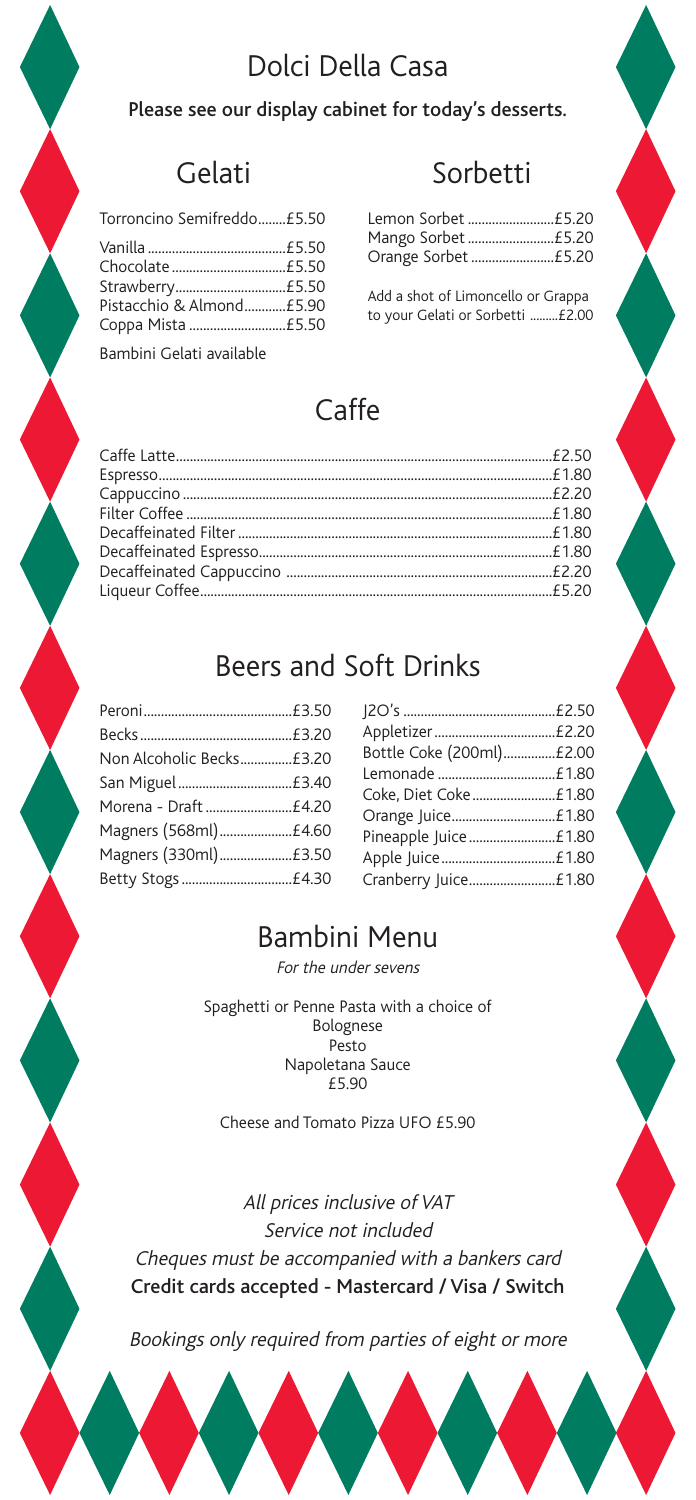# Dolci Della Casa

**Please see our display cabinet for today's desserts.**

## Gelati

| | |
|---|---|
| Torroncino Semifreddo | £5.50 |
| Vanilla | £5.50 |
| Chocolate | £5.50 |
| Strawberry | £5.50 |
| Pistacchio & Almond | £5.90 |
| Coppa Mista | £5.50 |

Bambini Gelati available

## Sorbetti

| | |
|---|---|
| Lemon Sorbet | £5.20 |
| Mango Sorbet | £5.20 |
| Orange Sorbet | £5.20 |

Add a shot of Limoncello or Grappa to your Gelati or Sorbetti ......... £2.00

## Caffe

| | |
|---|---|
| Caffe Latte | £2.50 |
| Espresso | £1.80 |
| Cappuccino | £2.20 |
| Filter Coffee | £1.80 |
| Decaffeinated Filter | £1.80 |
| Decaffeinated Espresso | £1.80 |
| Decaffeinated Cappuccino | £2.20 |
| Liqueur Coffee | £5.20 |

## Beers and Soft Drinks

| | |
|---|---|
| Peroni | £3.50 |
| Becks | £3.20 |
| Non Alcoholic Becks | £3.20 |
| San Miguel | £3.40 |
| Morena - Draft | £4.20 |
| Magners (568ml) | £4.60 |
| Magners (330ml) | £3.50 |
| Betty Stogs | £4.30 |

| | |
|---|---|
| J2O's | £2.50 |
| Appletizer | £2.20 |
| Bottle Coke (200ml) | £2.00 |
| Lemonade | £1.80 |
| Coke, Diet Coke | £1.80 |
| Orange Juice | £1.80 |
| Pineapple Juice | £1.80 |
| Apple Juice | £1.80 |
| Cranberry Juice | £1.80 |

## Bambini Menu

*For the under sevens*

Spaghetti or Penne Pasta with a choice of
Bolognese
Pesto
Napoletana Sauce
£5.90

Cheese and Tomato Pizza UFO £5.90

*All prices inclusive of VAT*
*Service not included*
*Cheques must be accompanied with a bankers card*
**Credit cards accepted - Mastercard / Visa / Switch**

*Bookings only required from parties of eight or more*